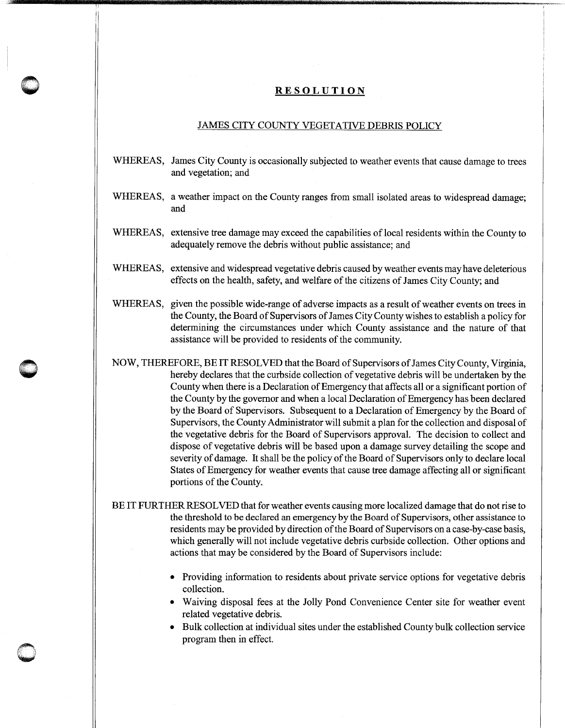# **RESOLUTION**

## JAMES CITY COUNTY VEGETATIVE DEBRIS POLICY

WHEREAS, James City County is occasionally subjected to weather events that cause damage to trees and vegetation; and

WHEREAS, a weather impact on the County ranges from small isolated areas to widespread damage; and

WHEREAS, extensive tree damage may exceed the capabilities of local residents within the County to adequately remove the debris without public assistance; and

WHEREAS, extensive and widespread vegetative debris caused by weather events may have deleterious effects on the health, safety, and welfare of the citizens of James City County; and

WHEREAS, given the possible wide-range of adverse impacts as a result of weather events on trees in the County, the Board of Supervisors of James City County wishes to establish a policy for determining the circumstances under which County assistance and the nature of that assistance will be provided to residents of the community.

NOW, THEREFORE, BE IT RESOLVED that the Board of Supervisors of James City County, Virginia, hereby declares that the curbside collection of vegetative debris will be undertaken by the County when there is a Declaration of Emergency that affects all or a significant portion of the County by the governor and when a local Declaration of Emergency has been declared by the Board of Supervisors. Subsequent to a Declaration of Emergency by the Board of Supervisors, the County Administrator will submit a plan for the collection and disposal of the vegetative debris for the Board of Supervisors approval. The decision to collect and dispose of vegetative debris will be based upon a damage survey detailing the scope and severity of damage. It shall be the policy of the Board of Supervisors only to declare local States of Emergency for weather events that cause tree damage affecting all or significant portions of the County.

BE IT FURTHER RESOLVED that for weather events causing more localized damage that do not rise to the threshold to be declared an emergency by the Board of Supervisors, other assistance to residents may be provided by direction of the Board of Supervisors on a case-by-case basis, which generally will not include vegetative debris curbside collection. Other options and actions that may be considered by the Board of Supervisors include:

- Providing information to residents about private service options for vegetative debris collection.
- Waiving disposal fees at the Jolly Pond Convenience Center site for weather event related vegetative debris.
- Bulk collection at individual sites under the established County bulk collection service program then in effect.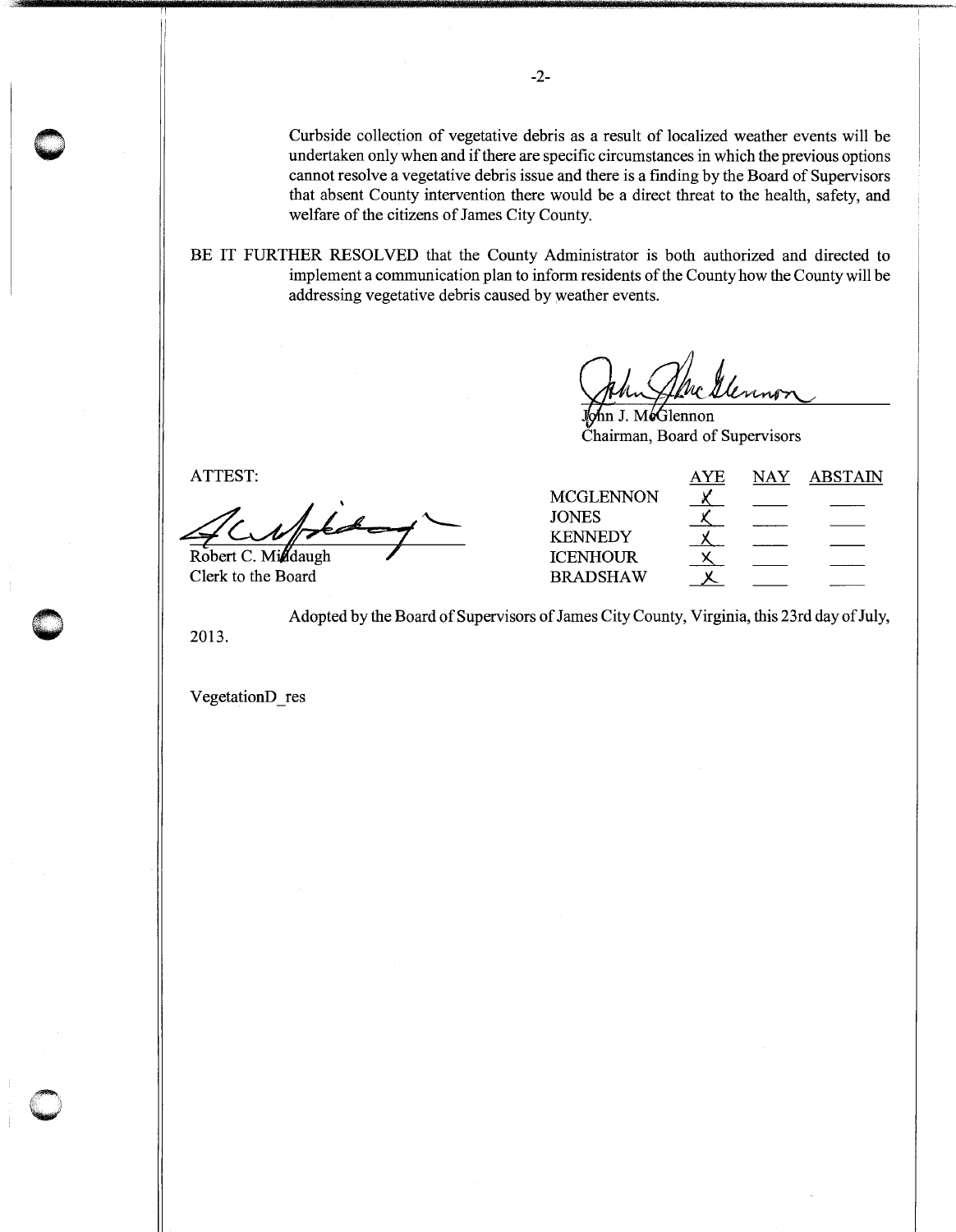Curbside collection of vegetative debris as a result of localized weather events will be undertaken only when and if there are specific circumstances in which the previous options cannot resolve a vegetative debris issue and there is a finding by the Board of Supervisors that absent County intervention there would be a direct threat to the health, safety, and welfare of the citizens of James City County.

BE IT FURTHER RESOLVED that the County Administrator is both authorized and directed to implement a communication plan to inform residents of the County how the County will be addressing vegetative debris caused by weather events.

John J. McGlennon
Chairman, Board of Supervisors

ATTEST:

Robert C. Middaugh
Clerk to the Board

| | AYE | NAY | ABSTAIN |
|---|---|---|---|
| MCGLENNON | X | | |
| JONES | X | | |
| KENNEDY | X | | |
| ICENHOUR | X | | |
| BRADSHAW | X | | |

Adopted by the Board of Supervisors of James City County, Virginia, this 23rd day of July, 2013.

VegetationD_res